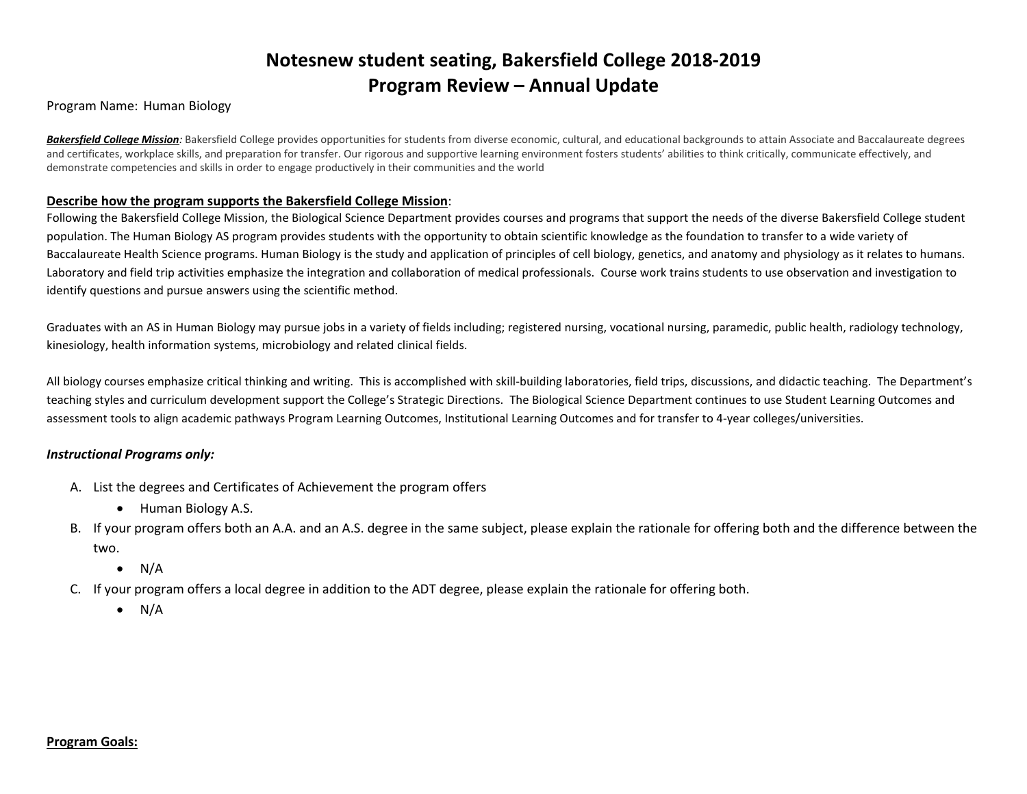# Notesnew student seating, Bakersfield College 2018-2019
# Program Review – Annual Update

Program Name: Human Biology

***Bakersfield College Mission**:* Bakersfield College provides opportunities for students from diverse economic, cultural, and educational backgrounds to attain Associate and Baccalaureate degrees and certificates, workplace skills, and preparation for transfer. Our rigorous and supportive learning environment fosters students' abilities to think critically, communicate effectively, and demonstrate competencies and skills in order to engage productively in their communities and the world

**Describe how the program supports the Bakersfield College Mission**:

Following the Bakersfield College Mission, the Biological Science Department provides courses and programs that support the needs of the diverse Bakersfield College student population. The Human Biology AS program provides students with the opportunity to obtain scientific knowledge as the foundation to transfer to a wide variety of Baccalaureate Health Science programs. Human Biology is the study and application of principles of cell biology, genetics, and anatomy and physiology as it relates to humans. Laboratory and field trip activities emphasize the integration and collaboration of medical professionals. Course work trains students to use observation and investigation to identify questions and pursue answers using the scientific method.

Graduates with an AS in Human Biology may pursue jobs in a variety of fields including; registered nursing, vocational nursing, paramedic, public health, radiology technology, kinesiology, health information systems, microbiology and related clinical fields.

All biology courses emphasize critical thinking and writing. This is accomplished with skill-building laboratories, field trips, discussions, and didactic teaching. The Department's teaching styles and curriculum development support the College's Strategic Directions. The Biological Science Department continues to use Student Learning Outcomes and assessment tools to align academic pathways Program Learning Outcomes, Institutional Learning Outcomes and for transfer to 4-year colleges/universities.

***Instructional Programs only:***

A. List the degrees and Certificates of Achievement the program offers
   - Human Biology A.S.
B. If your program offers both an A.A. and an A.S. degree in the same subject, please explain the rationale for offering both and the difference between the two.
   - N/A
C. If your program offers a local degree in addition to the ADT degree, please explain the rationale for offering both.
   - N/A

**Program Goals:**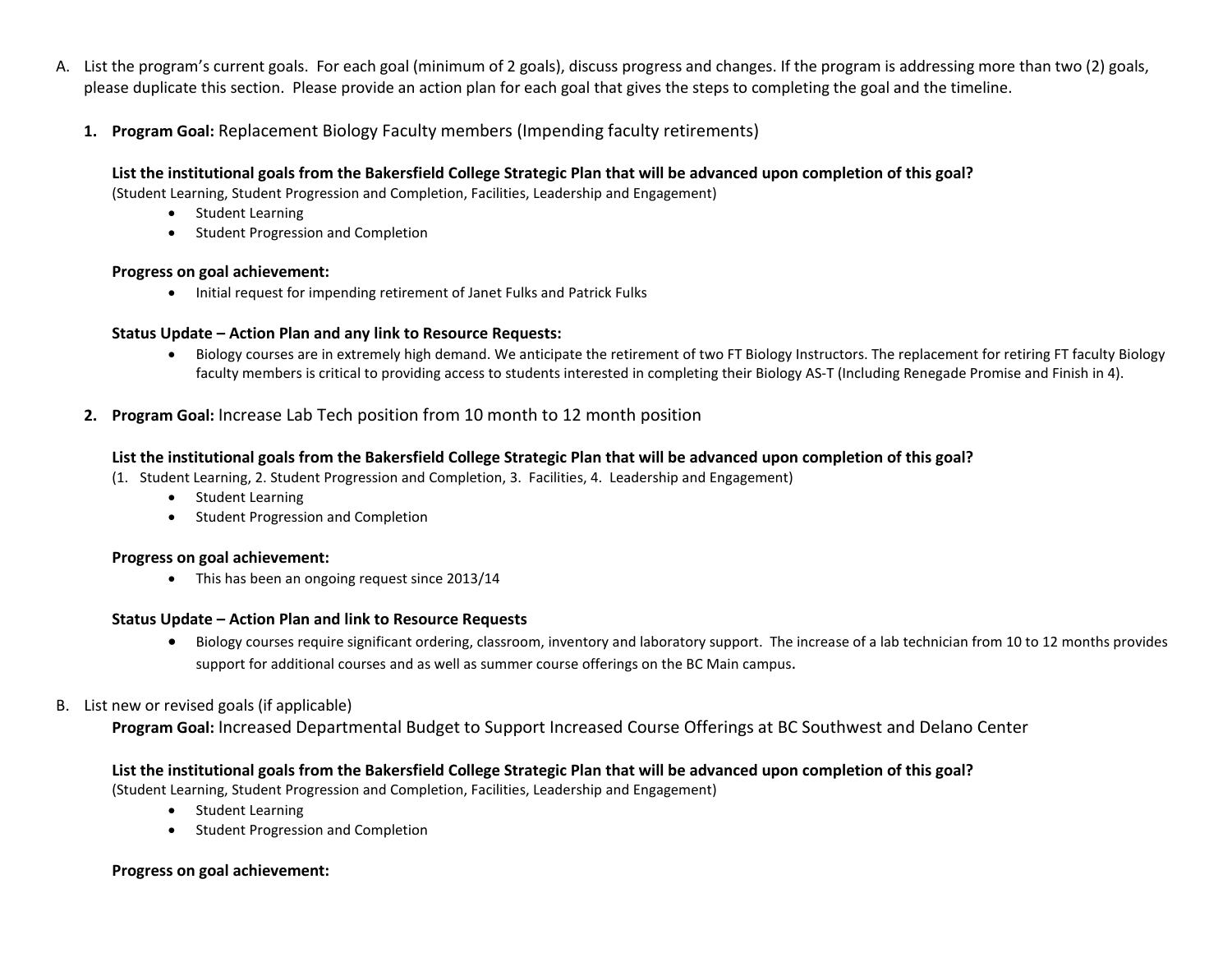A. List the program's current goals. For each goal (minimum of 2 goals), discuss progress and changes. If the program is addressing more than two (2) goals, please duplicate this section. Please provide an action plan for each goal that gives the steps to completing the goal and the timeline.

1. **Program Goal:** Replacement Biology Faculty members (Impending faculty retirements)

   **List the institutional goals from the Bakersfield College Strategic Plan that will be advanced upon completion of this goal?**
   (Student Learning, Student Progression and Completion, Facilities, Leadership and Engagement)
   - Student Learning
   - Student Progression and Completion

   **Progress on goal achievement:**
   - Initial request for impending retirement of Janet Fulks and Patrick Fulks

   **Status Update – Action Plan and any link to Resource Requests:**
   - Biology courses are in extremely high demand. We anticipate the retirement of two FT Biology Instructors. The replacement for retiring FT faculty Biology faculty members is critical to providing access to students interested in completing their Biology AS-T (Including Renegade Promise and Finish in 4).

2. **Program Goal:** Increase Lab Tech position from 10 month to 12 month position

   **List the institutional goals from the Bakersfield College Strategic Plan that will be advanced upon completion of this goal?**
   (1. Student Learning, 2. Student Progression and Completion, 3. Facilities, 4. Leadership and Engagement)
   - Student Learning
   - Student Progression and Completion

   **Progress on goal achievement:**
   - This has been an ongoing request since 2013/14

   **Status Update – Action Plan and link to Resource Requests**
   - Biology courses require significant ordering, classroom, inventory and laboratory support. The increase of a lab technician from 10 to 12 months provides support for additional courses and as well as summer course offerings on the BC Main campus.

B. List new or revised goals (if applicable)

**Program Goal:** Increased Departmental Budget to Support Increased Course Offerings at BC Southwest and Delano Center

**List the institutional goals from the Bakersfield College Strategic Plan that will be advanced upon completion of this goal?**
(Student Learning, Student Progression and Completion, Facilities, Leadership and Engagement)
- Student Learning
- Student Progression and Completion

**Progress on goal achievement:**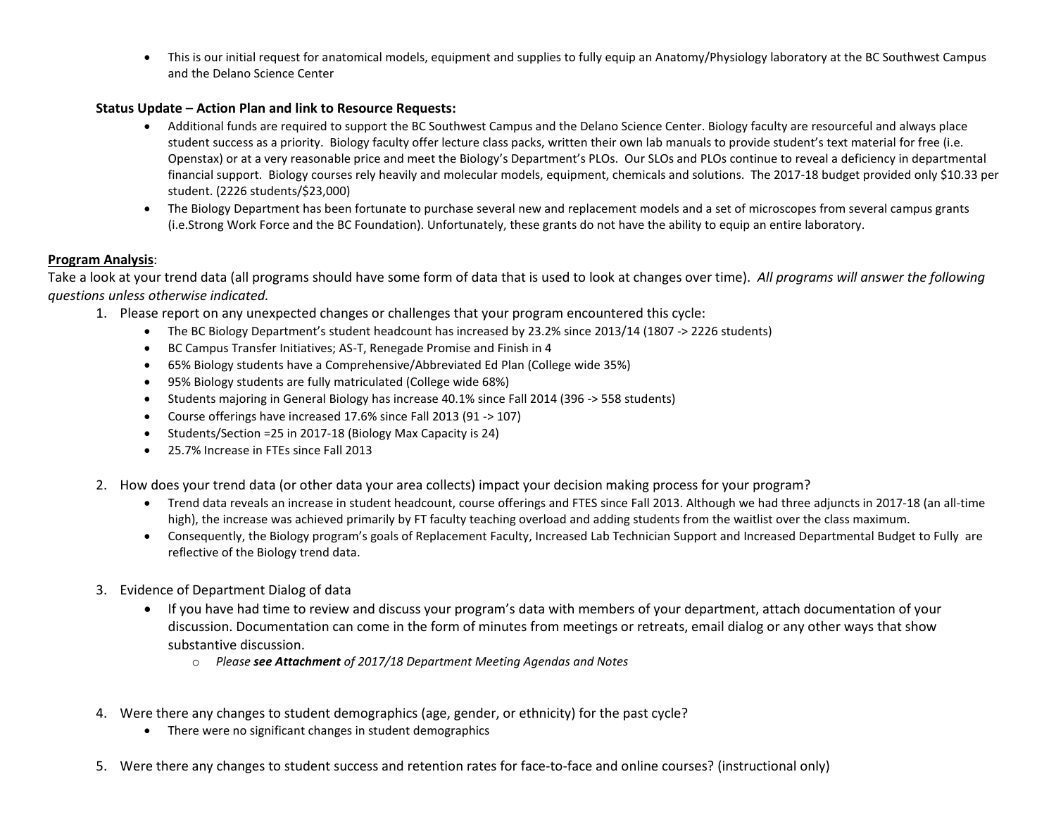- This is our initial request for anatomical models, equipment and supplies to fully equip an Anatomy/Physiology laboratory at the BC Southwest Campus and the Delano Science Center

**Status Update – Action Plan and link to Resource Requests:**

- Additional funds are required to support the BC Southwest Campus and the Delano Science Center. Biology faculty are resourceful and always place student success as a priority. Biology faculty offer lecture class packs, written their own lab manuals to provide student's text material for free (i.e. Openstax) or at a very reasonable price and meet the Biology's Department's PLOs. Our SLOs and PLOs continue to reveal a deficiency in departmental financial support. Biology courses rely heavily and molecular models, equipment, chemicals and solutions. The 2017-18 budget provided only $10.33 per student. (2226 students/$23,000)
- The Biology Department has been fortunate to purchase several new and replacement models and a set of microscopes from several campus grants (i.e.Strong Work Force and the BC Foundation). Unfortunately, these grants do not have the ability to equip an entire laboratory.

**<u>Program Analysis</u>**:

Take a look at your trend data (all programs should have some form of data that is used to look at changes over time). *All programs will answer the following questions unless otherwise indicated.*

1. Please report on any unexpected changes or challenges that your program encountered this cycle:
   - The BC Biology Department's student headcount has increased by 23.2% since 2013/14 (1807 -> 2226 students)
   - BC Campus Transfer Initiatives; AS-T, Renegade Promise and Finish in 4
   - 65% Biology students have a Comprehensive/Abbreviated Ed Plan (College wide 35%)
   - 95% Biology students are fully matriculated (College wide 68%)
   - Students majoring in General Biology has increase 40.1% since Fall 2014 (396 -> 558 students)
   - Course offerings have increased 17.6% since Fall 2013 (91 -> 107)
   - Students/Section =25 in 2017-18 (Biology Max Capacity is 24)
   - 25.7% Increase in FTEs since Fall 2013

2. How does your trend data (or other data your area collects) impact your decision making process for your program?
   - Trend data reveals an increase in student headcount, course offerings and FTES since Fall 2013. Although we had three adjuncts in 2017-18 (an all-time high), the increase was achieved primarily by FT faculty teaching overload and adding students from the waitlist over the class maximum.
   - Consequently, the Biology program's goals of Replacement Faculty, Increased Lab Technician Support and Increased Departmental Budget to Fully are reflective of the Biology trend data.

3. Evidence of Department Dialog of data
   - If you have had time to review and discuss your program's data with members of your department, attach documentation of your discussion. Documentation can come in the form of minutes from meetings or retreats, email dialog or any other ways that show substantive discussion.
     - *Please **see Attachment** of 2017/18 Department Meeting Agendas and Notes*

4. Were there any changes to student demographics (age, gender, or ethnicity) for the past cycle?
   - There were no significant changes in student demographics

5. Were there any changes to student success and retention rates for face-to-face and online courses? (instructional only)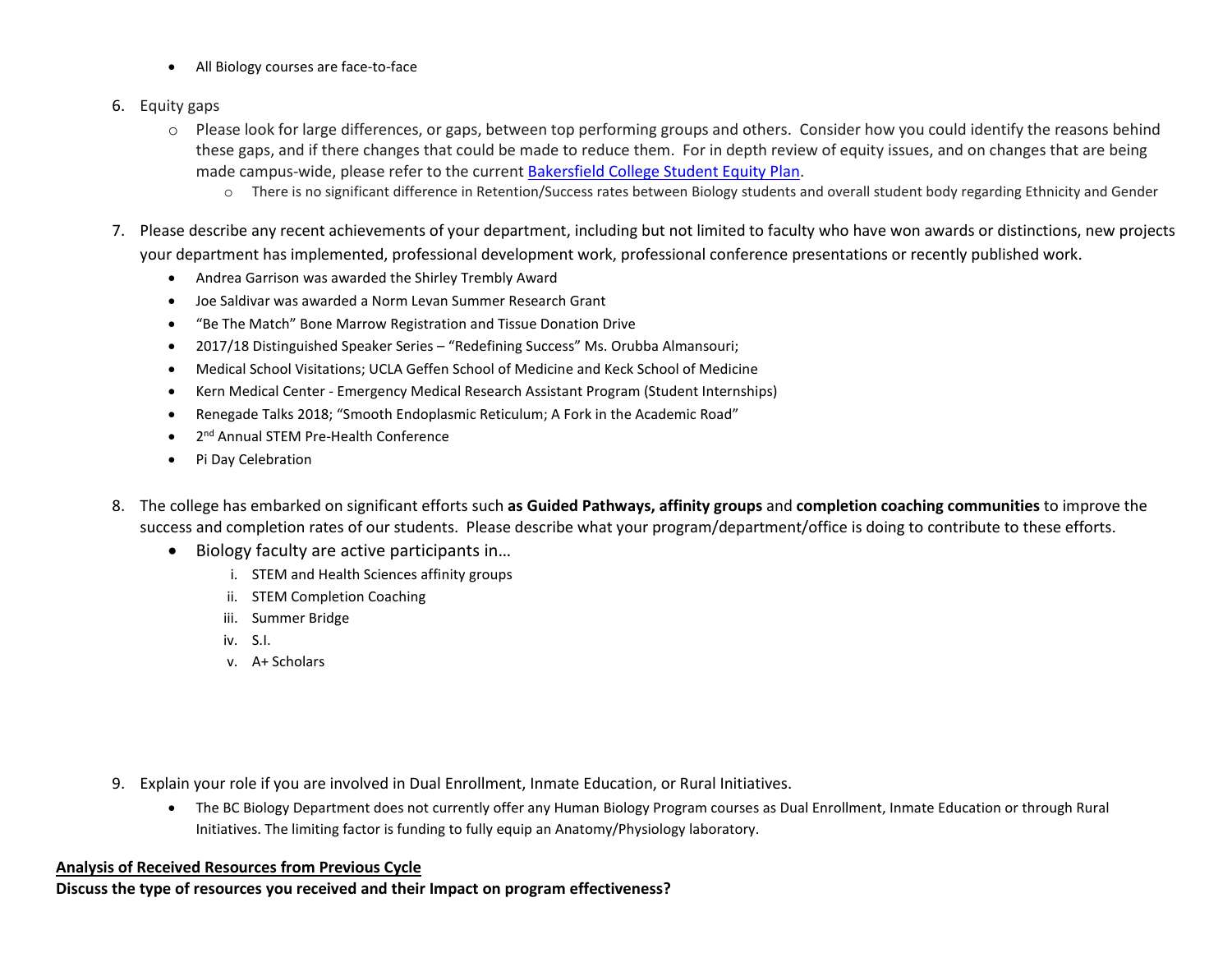- All Biology courses are face-to-face

6. Equity gaps
   - Please look for large differences, or gaps, between top performing groups and others. Consider how you could identify the reasons behind these gaps, and if there changes that could be made to reduce them. For in depth review of equity issues, and on changes that are being made campus-wide, please refer to the current Bakersfield College Student Equity Plan.
     - There is no significant difference in Retention/Success rates between Biology students and overall student body regarding Ethnicity and Gender

7. Please describe any recent achievements of your department, including but not limited to faculty who have won awards or distinctions, new projects your department has implemented, professional development work, professional conference presentations or recently published work.
   - Andrea Garrison was awarded the Shirley Trembly Award
   - Joe Saldivar was awarded a Norm Levan Summer Research Grant
   - "Be The Match" Bone Marrow Registration and Tissue Donation Drive
   - 2017/18 Distinguished Speaker Series – "Redefining Success" Ms. Orubba Almansouri;
   - Medical School Visitations; UCLA Geffen School of Medicine and Keck School of Medicine
   - Kern Medical Center - Emergency Medical Research Assistant Program (Student Internships)
   - Renegade Talks 2018; "Smooth Endoplasmic Reticulum; A Fork in the Academic Road"
   - 2nd Annual STEM Pre-Health Conference
   - Pi Day Celebration

8. The college has embarked on significant efforts such **as Guided Pathways, affinity groups** and **completion coaching communities** to improve the success and completion rates of our students. Please describe what your program/department/office is doing to contribute to these efforts.
   - Biology faculty are active participants in…
     i. STEM and Health Sciences affinity groups
     ii. STEM Completion Coaching
     iii. Summer Bridge
     iv. S.I.
     v. A+ Scholars

9. Explain your role if you are involved in Dual Enrollment, Inmate Education, or Rural Initiatives.
   - The BC Biology Department does not currently offer any Human Biology Program courses as Dual Enrollment, Inmate Education or through Rural Initiatives. The limiting factor is funding to fully equip an Anatomy/Physiology laboratory.

**<u>Analysis of Received Resources from Previous Cycle</u>**

**Discuss the type of resources you received and their Impact on program effectiveness?**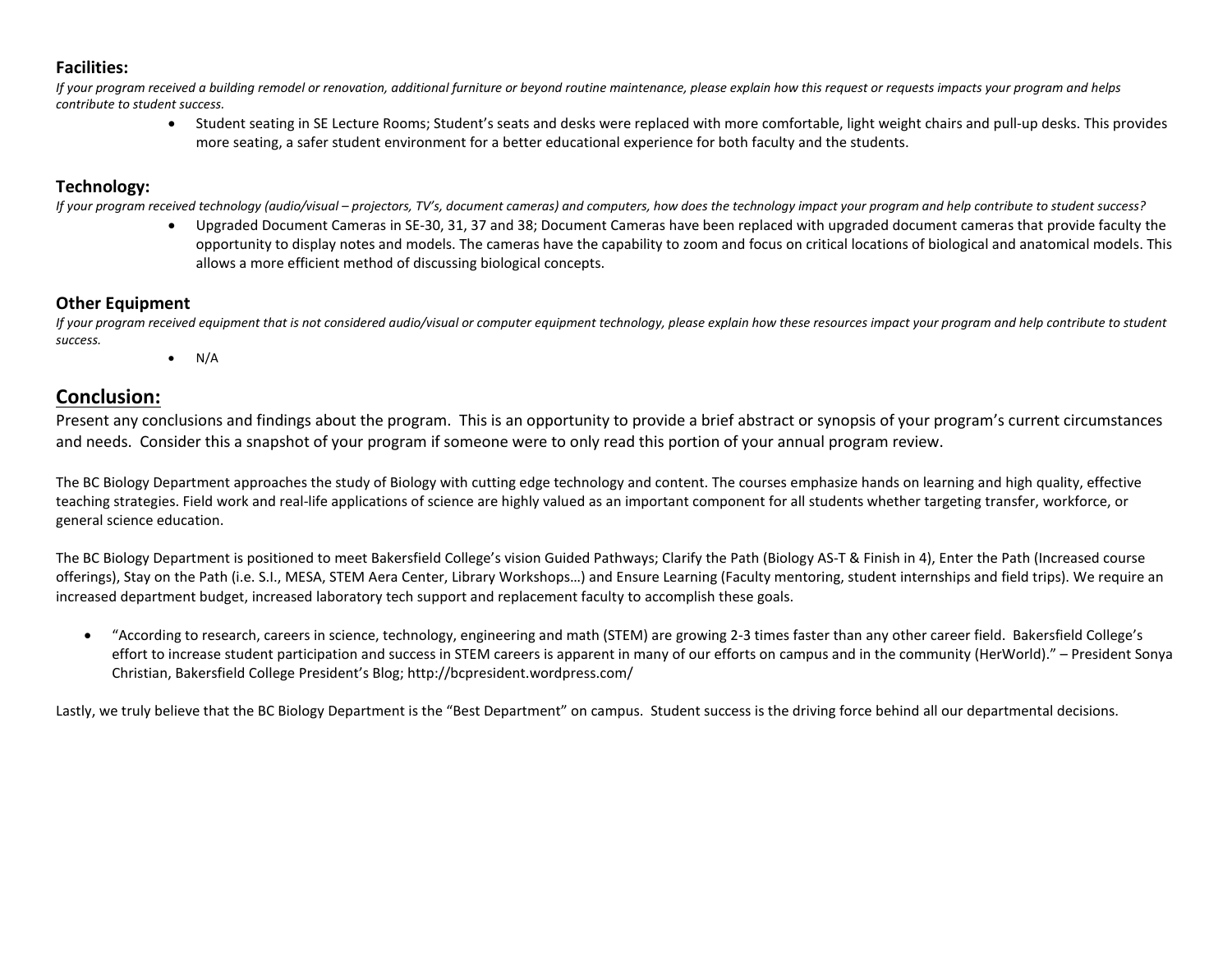### Facilities:

*If your program received a building remodel or renovation, additional furniture or beyond routine maintenance, please explain how this request or requests impacts your program and helps contribute to student success.*

- Student seating in SE Lecture Rooms; Student's seats and desks were replaced with more comfortable, light weight chairs and pull-up desks. This provides more seating, a safer student environment for a better educational experience for both faculty and the students.

### Technology:

*If your program received technology (audio/visual – projectors, TV's, document cameras) and computers, how does the technology impact your program and help contribute to student success?*

- Upgraded Document Cameras in SE-30, 31, 37 and 38; Document Cameras have been replaced with upgraded document cameras that provide faculty the opportunity to display notes and models. The cameras have the capability to zoom and focus on critical locations of biological and anatomical models. This allows a more efficient method of discussing biological concepts.

### Other Equipment

*If your program received equipment that is not considered audio/visual or computer equipment technology, please explain how these resources impact your program and help contribute to student success.*

- N/A

## Conclusion:

Present any conclusions and findings about the program. This is an opportunity to provide a brief abstract or synopsis of your program's current circumstances and needs. Consider this a snapshot of your program if someone were to only read this portion of your annual program review.

The BC Biology Department approaches the study of Biology with cutting edge technology and content. The courses emphasize hands on learning and high quality, effective teaching strategies. Field work and real-life applications of science are highly valued as an important component for all students whether targeting transfer, workforce, or general science education.

The BC Biology Department is positioned to meet Bakersfield College's vision Guided Pathways; Clarify the Path (Biology AS-T & Finish in 4), Enter the Path (Increased course offerings), Stay on the Path (i.e. S.I., MESA, STEM Aera Center, Library Workshops…) and Ensure Learning (Faculty mentoring, student internships and field trips). We require an increased department budget, increased laboratory tech support and replacement faculty to accomplish these goals.

- "According to research, careers in science, technology, engineering and math (STEM) are growing 2-3 times faster than any other career field. Bakersfield College's effort to increase student participation and success in STEM careers is apparent in many of our efforts on campus and in the community (HerWorld)." – President Sonya Christian, Bakersfield College President's Blog; http://bcpresident.wordpress.com/

Lastly, we truly believe that the BC Biology Department is the "Best Department" on campus. Student success is the driving force behind all our departmental decisions.